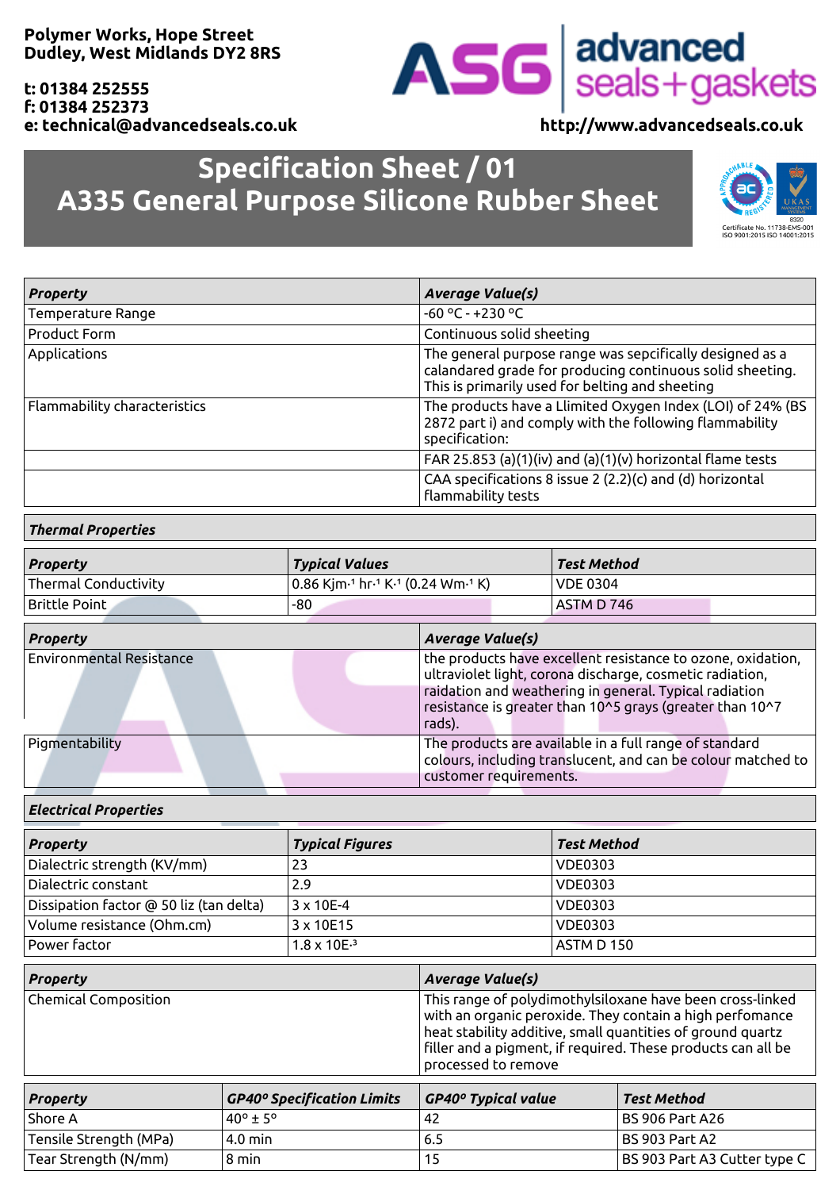Polymer Works, Hope Street
Dudley, West Midlands DY2 8RS

t: 01384 252555
f: 01384 252373
e: technical@advancedseals.co.uk

ASG advanced seals+gaskets

http://www.advancedseals.co.uk

# Specification Sheet / 01
# A335 General Purpose Silicone Rubber Sheet

Certificate No. 11738-EMS-001
ISO 9001:2015 ISO 14001:2015

| ***Property*** | ***Average Value(s)*** |
|---|---|
| Temperature Range | -60 °C - +230 °C |
| Product Form | Continuous solid sheeting |
| Applications | The general purpose range was sepcifically designed as a calandared grade for producing continuous solid sheeting. This is primarily used for belting and sheeting |
| Flammability characteristics | The products have a Llimited Oxygen Index (LOI) of 24% (BS 2872 part i) and comply with the following flammability specification: |
| | FAR 25.853 (a)(1)(iv) and (a)(1)(v) horizontal flame tests |
| | CAA specifications 8 issue 2 (2.2)(c) and (d) horizontal flammability tests |

***Thermal Properties***

| ***Property*** | ***Typical Values*** | ***Test Method*** |
|---|---|---|
| Thermal Conductivity | 0.86 $Kjm^{-1}$ $hr^{-1}$ $K^{-1}$ (0.24 $Wm^{-1}$ K) | VDE 0304 |
| Brittle Point | -80 | ASTM D 746 |

| ***Property*** | ***Average Value(s)*** |
|---|---|
| Environmental Resistance | the products have excellent resistance to ozone, oxidation, ultraviolet light, corona discharge, cosmetic radiation, raidation and weathering in general. Typical radiation resistance is greater than 10^5 grays (greater than 10^7 rads). |
| Pigmentability | The products are available in a full range of standard colours, including translucent, and can be colour matched to customer requirements. |

***Electrical Properties***

| ***Property*** | ***Typical Figures*** | ***Test Method*** |
|---|---|---|
| Dialectric strength (KV/mm) | 23 | VDE0303 |
| Dialectric constant | 2.9 | VDE0303 |
| Dissipation factor @ 50 liz (tan delta) | 3 x 10E-4 | VDE0303 |
| Volume resistance (Ohm.cm) | 3 x 10E15 | VDE0303 |
| Power factor | 1.8 x $10E^{-3}$ | ASTM D 150 |

| ***Property*** | ***Average Value(s)*** |
|---|---|
| Chemical Composition | This range of polydimothylsiloxane have been cross-linked with an organic peroxide. They contain a high perfomance heat stability additive, small quantities of ground quartz filler and a pigment, if required. These products can all be processed to remove |

| ***Property*** | ***GP40º Specification Limits*** | ***GP40º Typical value*** | ***Test Method*** |
|---|---|---|---|
| Shore A | 40º ± 5º | 42 | BS 906 Part A26 |
| Tensile Strength (MPa) | 4.0 min | 6.5 | BS 903 Part A2 |
| Tear Strength (N/mm) | 8 min | 15 | BS 903 Part A3 Cutter type C |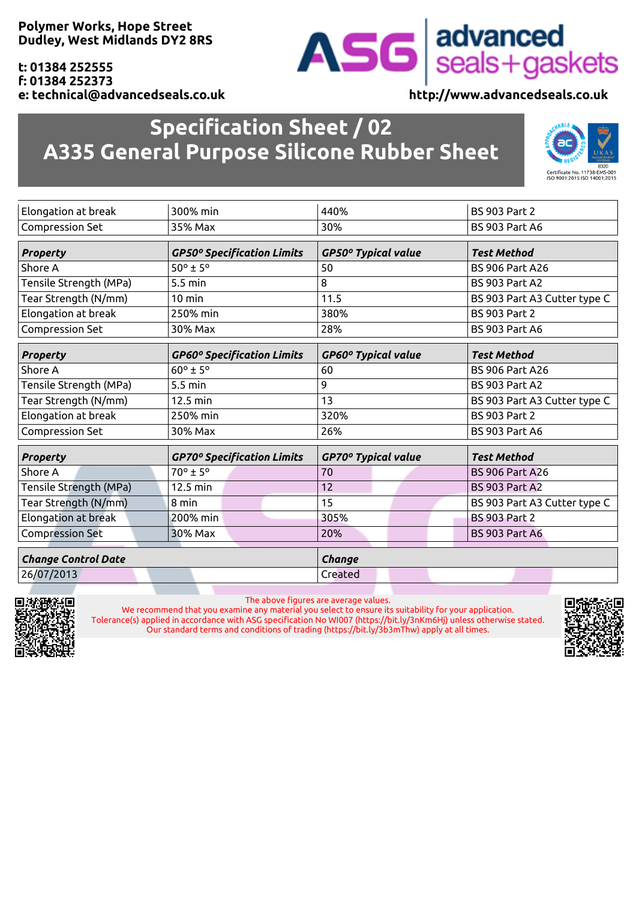Polymer Works, Hope Street
Dudley, West Midlands DY2 8RS

t: 01384 252555
f: 01384 252373
e: technical@advancedseals.co.uk

http://www.advancedseals.co.uk

# Specification Sheet / 02
# A335 General Purpose Silicone Rubber Sheet

Certificate No. 11738-EMS-001
ISO 9001:2015 ISO 14001:2015

| | | | |
|---|---|---|---|
| Elongation at break | 300% min | 440% | BS 903 Part 2 |
| Compression Set | 35% Max | 30% | BS 903 Part A6 |

| ***Property*** | ***GP50º Specification Limits*** | ***GP50º Typical value*** | ***Test Method*** |
|---|---|---|---|
| Shore A | 50º ± 5º | 50 | BS 906 Part A26 |
| Tensile Strength (MPa) | 5.5 min | 8 | BS 903 Part A2 |
| Tear Strength (N/mm) | 10 min | 11.5 | BS 903 Part A3 Cutter type C |
| Elongation at break | 250% min | 380% | BS 903 Part 2 |
| Compression Set | 30% Max | 28% | BS 903 Part A6 |

| ***Property*** | ***GP60º Specification Limits*** | ***GP60º Typical value*** | ***Test Method*** |
|---|---|---|---|
| Shore A | 60º ± 5º | 60 | BS 906 Part A26 |
| Tensile Strength (MPa) | 5.5 min | 9 | BS 903 Part A2 |
| Tear Strength (N/mm) | 12.5 min | 13 | BS 903 Part A3 Cutter type C |
| Elongation at break | 250% min | 320% | BS 903 Part 2 |
| Compression Set | 30% Max | 26% | BS 903 Part A6 |

| ***Property*** | ***GP70º Specification Limits*** | ***GP70º Typical value*** | ***Test Method*** |
|---|---|---|---|
| Shore A | 70º ± 5º | 70 | BS 906 Part A26 |
| Tensile Strength (MPa) | 12.5 min | 12 | BS 903 Part A2 |
| Tear Strength (N/mm) | 8 min | 15 | BS 903 Part A3 Cutter type C |
| Elongation at break | 200% min | 305% | BS 903 Part 2 |
| Compression Set | 30% Max | 20% | BS 903 Part A6 |

| ***Change Control Date*** | ***Change*** |
|---|---|
| 26/07/2013 | Created |

The above figures are average values.
We recommend that you examine any material you select to ensure its suitability for your application.
Tolerance(s) applied in accordance with ASG specification No WI007 (https://bit.ly/3nKm6Hj) unless otherwise stated.
Our standard terms and conditions of trading (https://bit.ly/3b3mThw) apply at all times.